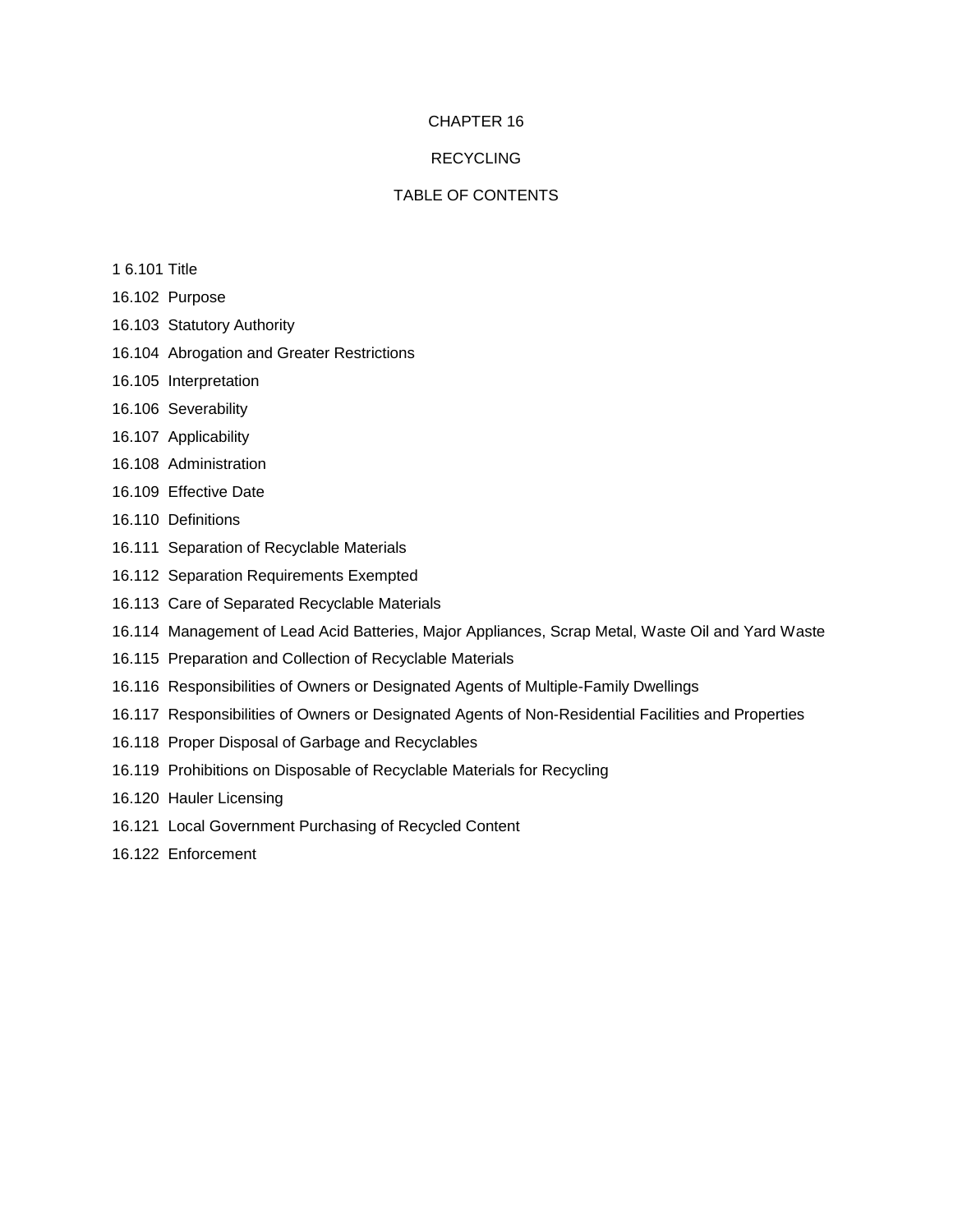# CHAPTER 16

## RECYCLING

### TABLE OF CONTENTS

1 6.101 Title

16.102 Purpose

16.103 Statutory Authority

16.104 Abrogation and Greater Restrictions

16.105 Interpretation

16.106 Severability

16.107 Applicability

16.108 Administration

16.109 Effective Date

16.110 Definitions

16.111 Separation of Recyclable Materials

16.112 Separation Requirements Exempted

16.113 Care of Separated Recyclable Materials

16.114 Management of Lead Acid Batteries, Major Appliances, Scrap Metal, Waste Oil and Yard Waste

16.115 Preparation and Collection of Recyclable Materials

16.116 Responsibilities of Owners or Designated Agents of Multiple-Family Dwellings

16.117 Responsibilities of Owners or Designated Agents of Non-Residential Facilities and Properties

16.118 Proper Disposal of Garbage and Recyclables

16.119 Prohibitions on Disposable of Recyclable Materials for Recycling

16.120 Hauler Licensing

16.121 Local Government Purchasing of Recycled Content

16.122 Enforcement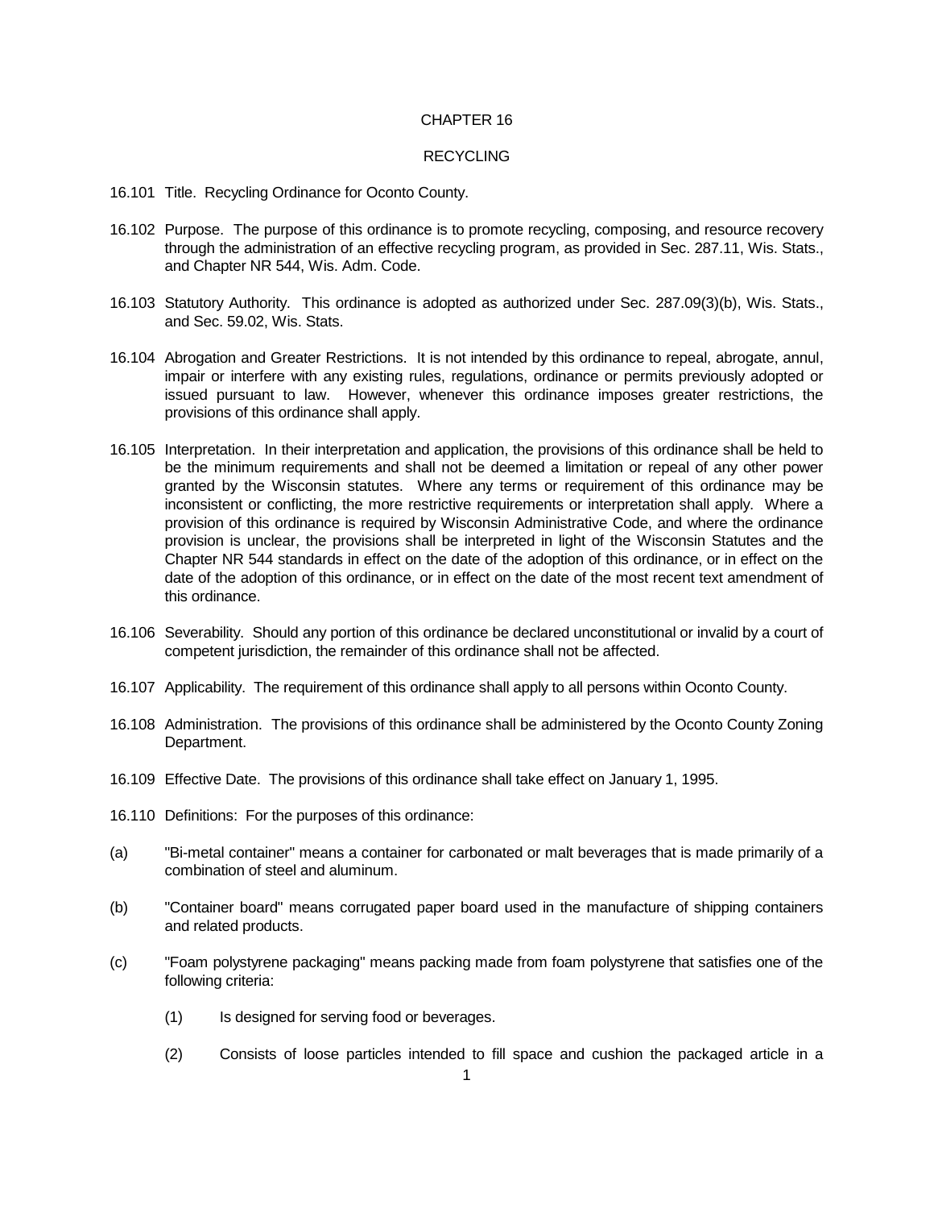CHAPTER 16

RECYCLING

16.101 Title. Recycling Ordinance for Oconto County.

16.102 Purpose. The purpose of this ordinance is to promote recycling, composing, and resource recovery through the administration of an effective recycling program, as provided in Sec. 287.11, Wis. Stats., and Chapter NR 544, Wis. Adm. Code.

16.103 Statutory Authority. This ordinance is adopted as authorized under Sec. 287.09(3)(b), Wis. Stats., and Sec. 59.02, Wis. Stats.

16.104 Abrogation and Greater Restrictions. It is not intended by this ordinance to repeal, abrogate, annul, impair or interfere with any existing rules, regulations, ordinance or permits previously adopted or issued pursuant to law. However, whenever this ordinance imposes greater restrictions, the provisions of this ordinance shall apply.

16.105 Interpretation. In their interpretation and application, the provisions of this ordinance shall be held to be the minimum requirements and shall not be deemed a limitation or repeal of any other power granted by the Wisconsin statutes. Where any terms or requirement of this ordinance may be inconsistent or conflicting, the more restrictive requirements or interpretation shall apply. Where a provision of this ordinance is required by Wisconsin Administrative Code, and where the ordinance provision is unclear, the provisions shall be interpreted in light of the Wisconsin Statutes and the Chapter NR 544 standards in effect on the date of the adoption of this ordinance, or in effect on the date of the adoption of this ordinance, or in effect on the date of the most recent text amendment of this ordinance.

16.106 Severability. Should any portion of this ordinance be declared unconstitutional or invalid by a court of competent jurisdiction, the remainder of this ordinance shall not be affected.

16.107 Applicability. The requirement of this ordinance shall apply to all persons within Oconto County.

16.108 Administration. The provisions of this ordinance shall be administered by the Oconto County Zoning Department.

16.109 Effective Date. The provisions of this ordinance shall take effect on January 1, 1995.

16.110 Definitions: For the purposes of this ordinance:

(a) "Bi-metal container" means a container for carbonated or malt beverages that is made primarily of a combination of steel and aluminum.

(b) "Container board" means corrugated paper board used in the manufacture of shipping containers and related products.

(c) "Foam polystyrene packaging" means packing made from foam polystyrene that satisfies one of the following criteria:

   (1) Is designed for serving food or beverages.

   (2) Consists of loose particles intended to fill space and cushion the packaged article in a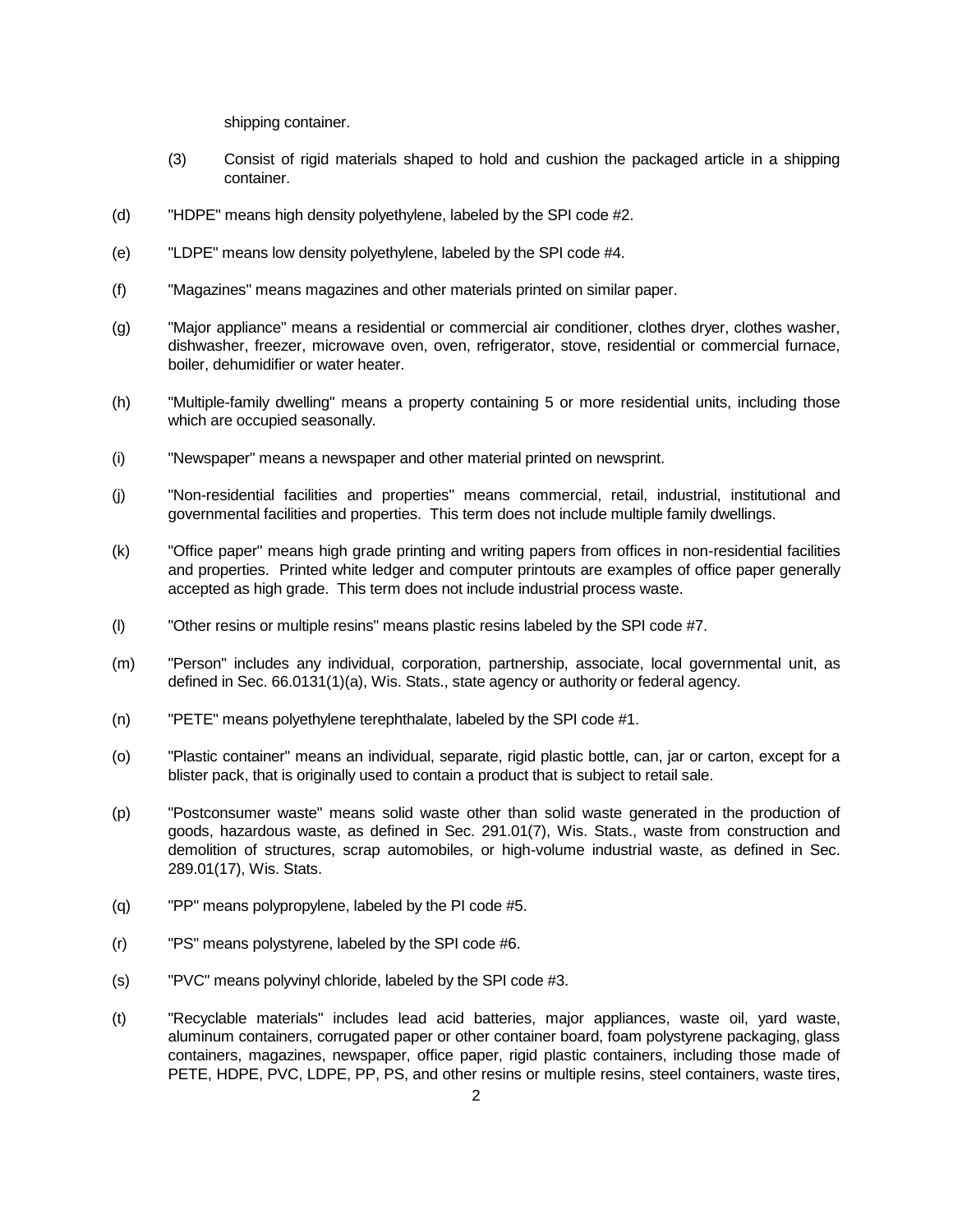shipping container.

(3) Consist of rigid materials shaped to hold and cushion the packaged article in a shipping container.

(d) "HDPE" means high density polyethylene, labeled by the SPI code #2.

(e) "LDPE" means low density polyethylene, labeled by the SPI code #4.

(f) "Magazines" means magazines and other materials printed on similar paper.

(g) "Major appliance" means a residential or commercial air conditioner, clothes dryer, clothes washer, dishwasher, freezer, microwave oven, oven, refrigerator, stove, residential or commercial furnace, boiler, dehumidifier or water heater.

(h) "Multiple-family dwelling" means a property containing 5 or more residential units, including those which are occupied seasonally.

(i) "Newspaper" means a newspaper and other material printed on newsprint.

(j) "Non-residential facilities and properties" means commercial, retail, industrial, institutional and governmental facilities and properties. This term does not include multiple family dwellings.

(k) "Office paper" means high grade printing and writing papers from offices in non-residential facilities and properties. Printed white ledger and computer printouts are examples of office paper generally accepted as high grade. This term does not include industrial process waste.

(l) "Other resins or multiple resins" means plastic resins labeled by the SPI code #7.

(m) "Person" includes any individual, corporation, partnership, associate, local governmental unit, as defined in Sec. 66.0131(1)(a), Wis. Stats., state agency or authority or federal agency.

(n) "PETE" means polyethylene terephthalate, labeled by the SPI code #1.

(o) "Plastic container" means an individual, separate, rigid plastic bottle, can, jar or carton, except for a blister pack, that is originally used to contain a product that is subject to retail sale.

(p) "Postconsumer waste" means solid waste other than solid waste generated in the production of goods, hazardous waste, as defined in Sec. 291.01(7), Wis. Stats., waste from construction and demolition of structures, scrap automobiles, or high-volume industrial waste, as defined in Sec. 289.01(17), Wis. Stats.

(q) "PP" means polypropylene, labeled by the PI code #5.

(r) "PS" means polystyrene, labeled by the SPI code #6.

(s) "PVC" means polyvinyl chloride, labeled by the SPI code #3.

(t) "Recyclable materials" includes lead acid batteries, major appliances, waste oil, yard waste, aluminum containers, corrugated paper or other container board, foam polystyrene packaging, glass containers, magazines, newspaper, office paper, rigid plastic containers, including those made of PETE, HDPE, PVC, LDPE, PP, PS, and other resins or multiple resins, steel containers, waste tires,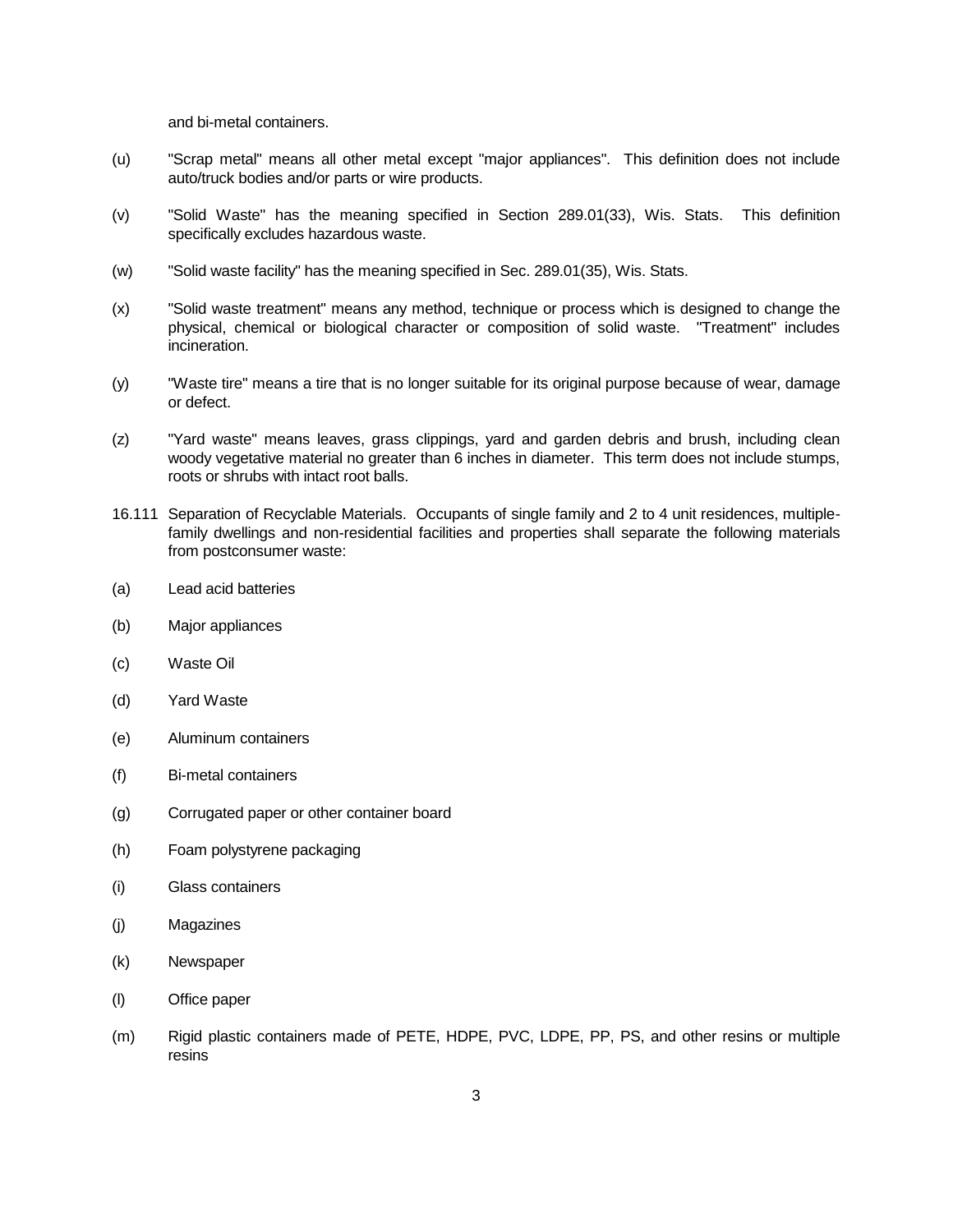and bi-metal containers.

(u) "Scrap metal" means all other metal except "major appliances". This definition does not include auto/truck bodies and/or parts or wire products.

(v) "Solid Waste" has the meaning specified in Section 289.01(33), Wis. Stats. This definition specifically excludes hazardous waste.

(w) "Solid waste facility" has the meaning specified in Sec. 289.01(35), Wis. Stats.

(x) "Solid waste treatment" means any method, technique or process which is designed to change the physical, chemical or biological character or composition of solid waste. "Treatment" includes incineration.

(y) "Waste tire" means a tire that is no longer suitable for its original purpose because of wear, damage or defect.

(z) "Yard waste" means leaves, grass clippings, yard and garden debris and brush, including clean woody vegetative material no greater than 6 inches in diameter. This term does not include stumps, roots or shrubs with intact root balls.

16.111 Separation of Recyclable Materials. Occupants of single family and 2 to 4 unit residences, multiple-family dwellings and non-residential facilities and properties shall separate the following materials from postconsumer waste:

(a) Lead acid batteries

(b) Major appliances

(c) Waste Oil

(d) Yard Waste

(e) Aluminum containers

(f) Bi-metal containers

(g) Corrugated paper or other container board

(h) Foam polystyrene packaging

(i) Glass containers

(j) Magazines

(k) Newspaper

(l) Office paper

(m) Rigid plastic containers made of PETE, HDPE, PVC, LDPE, PP, PS, and other resins or multiple resins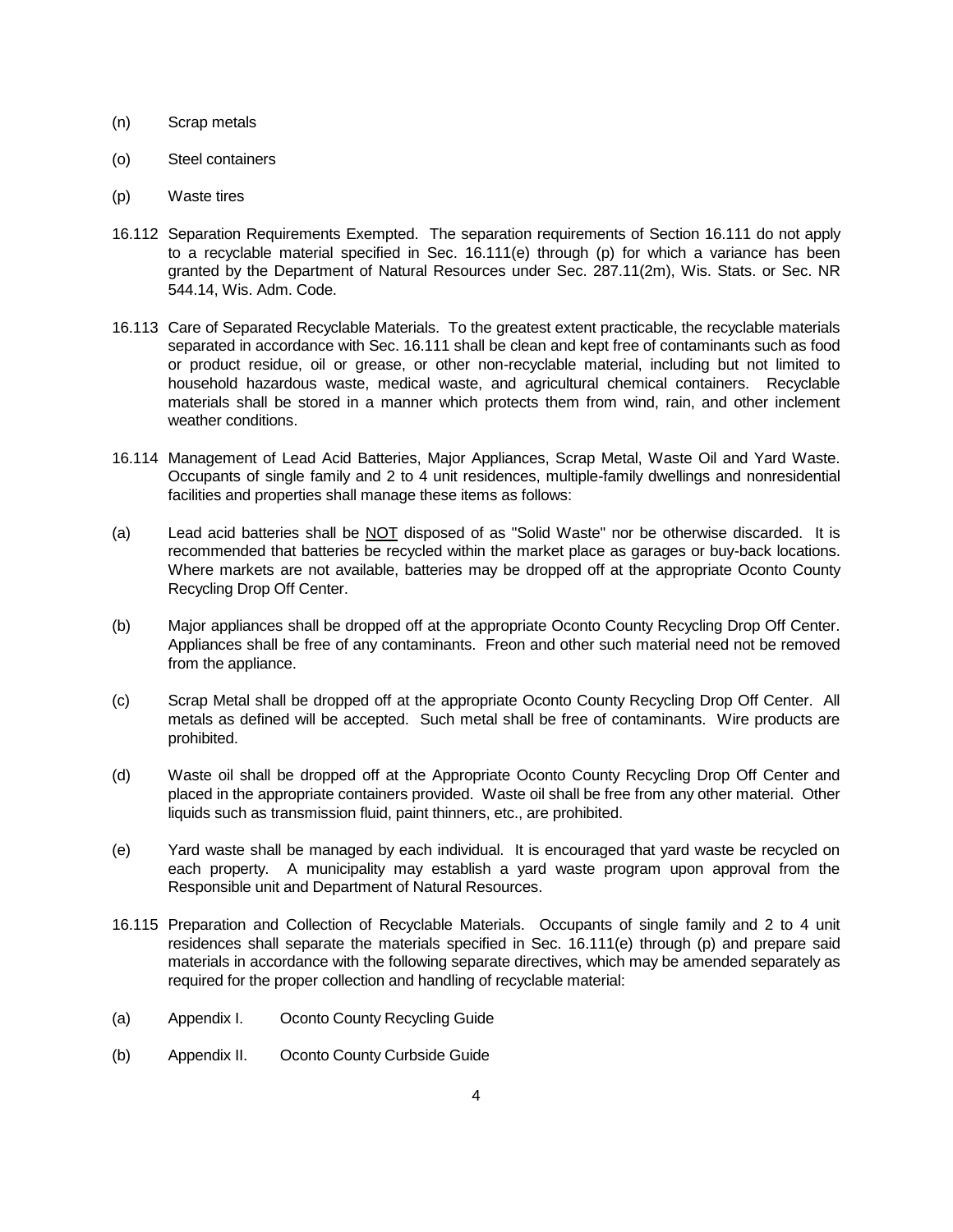(n) Scrap metals

(o) Steel containers

(p) Waste tires

16.112 Separation Requirements Exempted. The separation requirements of Section 16.111 do not apply to a recyclable material specified in Sec. 16.111(e) through (p) for which a variance has been granted by the Department of Natural Resources under Sec. 287.11(2m), Wis. Stats. or Sec. NR 544.14, Wis. Adm. Code.

16.113 Care of Separated Recyclable Materials. To the greatest extent practicable, the recyclable materials separated in accordance with Sec. 16.111 shall be clean and kept free of contaminants such as food or product residue, oil or grease, or other non-recyclable material, including but not limited to household hazardous waste, medical waste, and agricultural chemical containers. Recyclable materials shall be stored in a manner which protects them from wind, rain, and other inclement weather conditions.

16.114 Management of Lead Acid Batteries, Major Appliances, Scrap Metal, Waste Oil and Yard Waste. Occupants of single family and 2 to 4 unit residences, multiple-family dwellings and nonresidential facilities and properties shall manage these items as follows:

(a) Lead acid batteries shall be NOT disposed of as "Solid Waste" nor be otherwise discarded. It is recommended that batteries be recycled within the market place as garages or buy-back locations. Where markets are not available, batteries may be dropped off at the appropriate Oconto County Recycling Drop Off Center.

(b) Major appliances shall be dropped off at the appropriate Oconto County Recycling Drop Off Center. Appliances shall be free of any contaminants. Freon and other such material need not be removed from the appliance.

(c) Scrap Metal shall be dropped off at the appropriate Oconto County Recycling Drop Off Center. All metals as defined will be accepted. Such metal shall be free of contaminants. Wire products are prohibited.

(d) Waste oil shall be dropped off at the Appropriate Oconto County Recycling Drop Off Center and placed in the appropriate containers provided. Waste oil shall be free from any other material. Other liquids such as transmission fluid, paint thinners, etc., are prohibited.

(e) Yard waste shall be managed by each individual. It is encouraged that yard waste be recycled on each property. A municipality may establish a yard waste program upon approval from the Responsible unit and Department of Natural Resources.

16.115 Preparation and Collection of Recyclable Materials. Occupants of single family and 2 to 4 unit residences shall separate the materials specified in Sec. 16.111(e) through (p) and prepare said materials in accordance with the following separate directives, which may be amended separately as required for the proper collection and handling of recyclable material:

(a) Appendix I. Oconto County Recycling Guide

(b) Appendix II. Oconto County Curbside Guide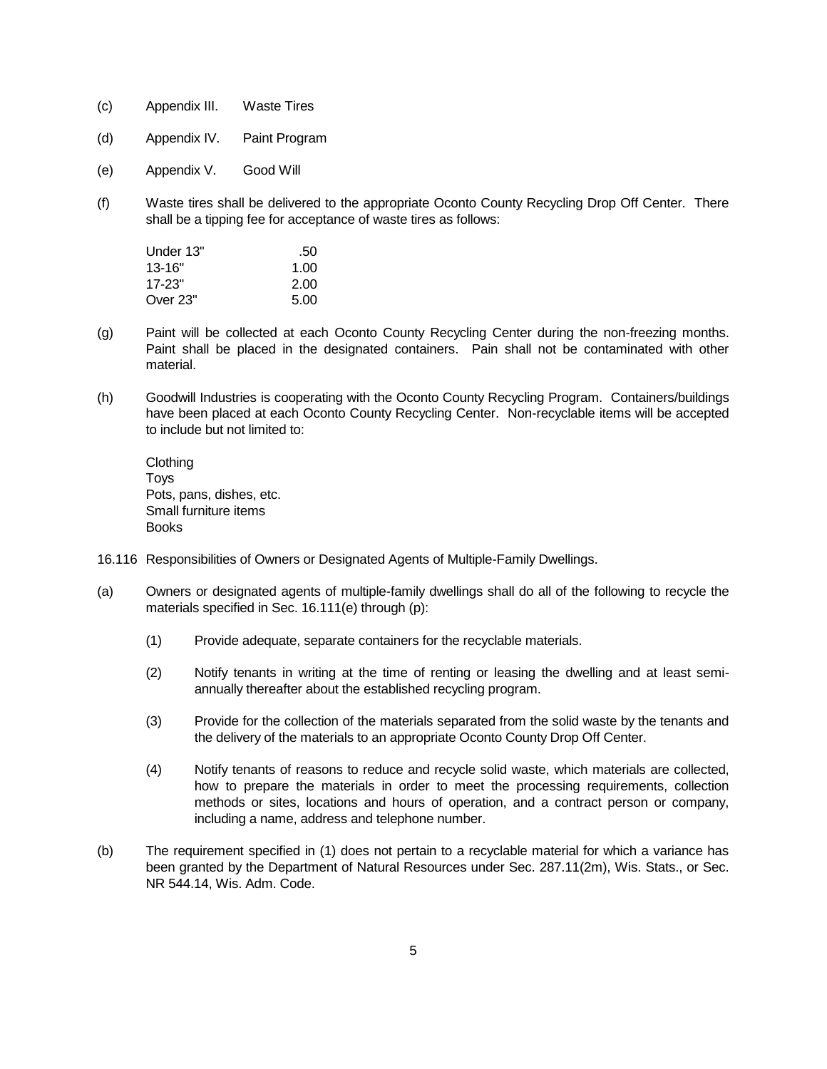(c) Appendix III. Waste Tires

(d) Appendix IV. Paint Program

(e) Appendix V. Good Will

(f) Waste tires shall be delivered to the appropriate Oconto County Recycling Drop Off Center. There shall be a tipping fee for acceptance of waste tires as follows:

| | |
|---|---|
| Under 13" | .50 |
| 13-16" | 1.00 |
| 17-23" | 2.00 |
| Over 23" | 5.00 |

(g) Paint will be collected at each Oconto County Recycling Center during the non-freezing months. Paint shall be placed in the designated containers. Pain shall not be contaminated with other material.

(h) Goodwill Industries is cooperating with the Oconto County Recycling Program. Containers/buildings have been placed at each Oconto County Recycling Center. Non-recyclable items will be accepted to include but not limited to:

Clothing
Toys
Pots, pans, dishes, etc.
Small furniture items
Books

16.116 Responsibilities of Owners or Designated Agents of Multiple-Family Dwellings.

(a) Owners or designated agents of multiple-family dwellings shall do all of the following to recycle the materials specified in Sec. 16.111(e) through (p):

(1) Provide adequate, separate containers for the recyclable materials.

(2) Notify tenants in writing at the time of renting or leasing the dwelling and at least semi-annually thereafter about the established recycling program.

(3) Provide for the collection of the materials separated from the solid waste by the tenants and the delivery of the materials to an appropriate Oconto County Drop Off Center.

(4) Notify tenants of reasons to reduce and recycle solid waste, which materials are collected, how to prepare the materials in order to meet the processing requirements, collection methods or sites, locations and hours of operation, and a contract person or company, including a name, address and telephone number.

(b) The requirement specified in (1) does not pertain to a recyclable material for which a variance has been granted by the Department of Natural Resources under Sec. 287.11(2m), Wis. Stats., or Sec. NR 544.14, Wis. Adm. Code.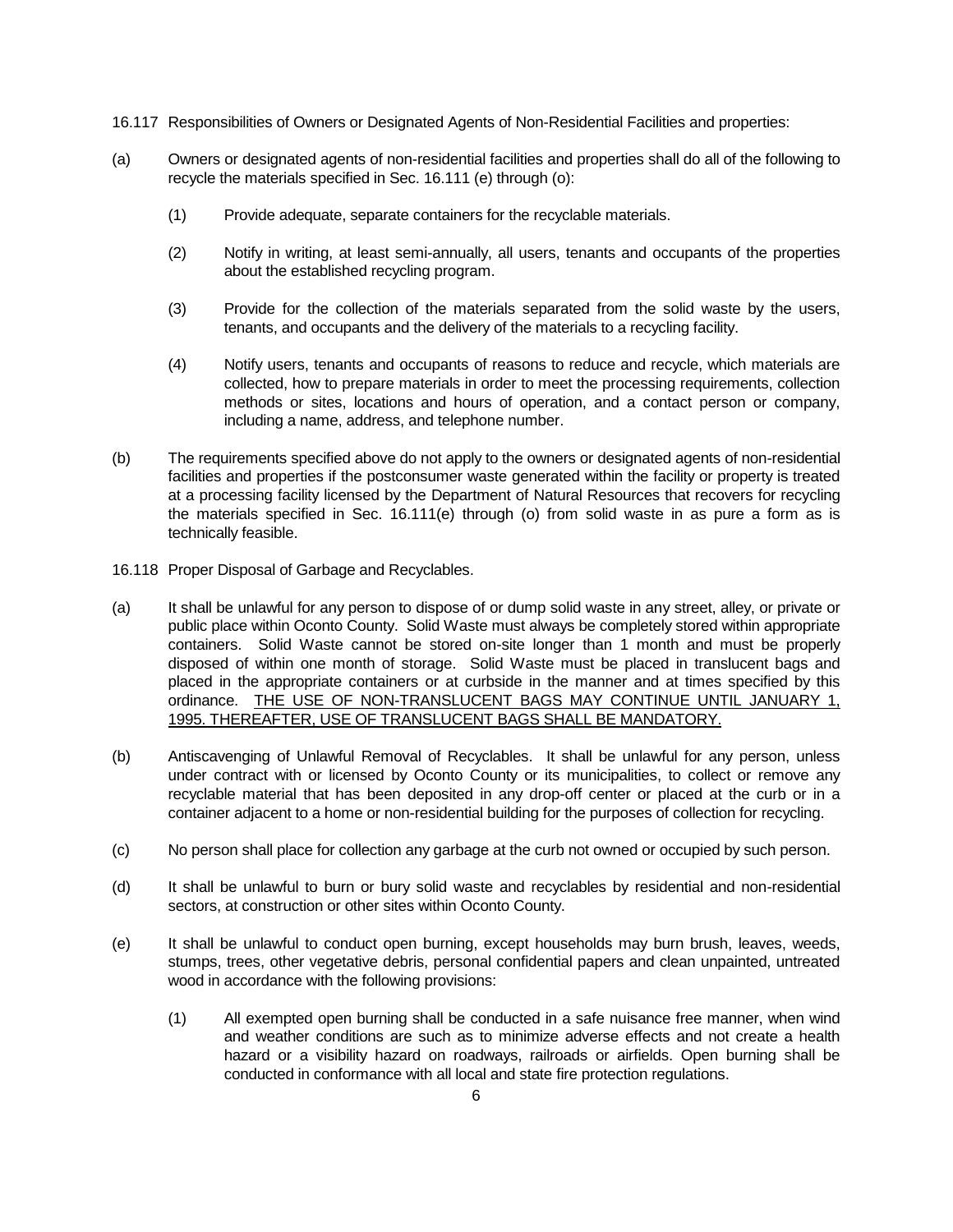16.117 Responsibilities of Owners or Designated Agents of Non-Residential Facilities and properties:

(a) Owners or designated agents of non-residential facilities and properties shall do all of the following to recycle the materials specified in Sec. 16.111 (e) through (o):

(1) Provide adequate, separate containers for the recyclable materials.

(2) Notify in writing, at least semi-annually, all users, tenants and occupants of the properties about the established recycling program.

(3) Provide for the collection of the materials separated from the solid waste by the users, tenants, and occupants and the delivery of the materials to a recycling facility.

(4) Notify users, tenants and occupants of reasons to reduce and recycle, which materials are collected, how to prepare materials in order to meet the processing requirements, collection methods or sites, locations and hours of operation, and a contact person or company, including a name, address, and telephone number.

(b) The requirements specified above do not apply to the owners or designated agents of non-residential facilities and properties if the postconsumer waste generated within the facility or property is treated at a processing facility licensed by the Department of Natural Resources that recovers for recycling the materials specified in Sec. 16.111(e) through (o) from solid waste in as pure a form as is technically feasible.

16.118 Proper Disposal of Garbage and Recyclables.

(a) It shall be unlawful for any person to dispose of or dump solid waste in any street, alley, or private or public place within Oconto County. Solid Waste must always be completely stored within appropriate containers. Solid Waste cannot be stored on-site longer than 1 month and must be properly disposed of within one month of storage. Solid Waste must be placed in translucent bags and placed in the appropriate containers or at curbside in the manner and at times specified by this ordinance. <u>THE USE OF NON-TRANSLUCENT BAGS MAY CONTINUE UNTIL JANUARY 1, 1995. THEREAFTER, USE OF TRANSLUCENT BAGS SHALL BE MANDATORY.</u>

(b) Antiscavenging of Unlawful Removal of Recyclables. It shall be unlawful for any person, unless under contract with or licensed by Oconto County or its municipalities, to collect or remove any recyclable material that has been deposited in any drop-off center or placed at the curb or in a container adjacent to a home or non-residential building for the purposes of collection for recycling.

(c) No person shall place for collection any garbage at the curb not owned or occupied by such person.

(d) It shall be unlawful to burn or bury solid waste and recyclables by residential and non-residential sectors, at construction or other sites within Oconto County.

(e) It shall be unlawful to conduct open burning, except households may burn brush, leaves, weeds, stumps, trees, other vegetative debris, personal confidential papers and clean unpainted, untreated wood in accordance with the following provisions:

(1) All exempted open burning shall be conducted in a safe nuisance free manner, when wind and weather conditions are such as to minimize adverse effects and not create a health hazard or a visibility hazard on roadways, railroads or airfields. Open burning shall be conducted in conformance with all local and state fire protection regulations.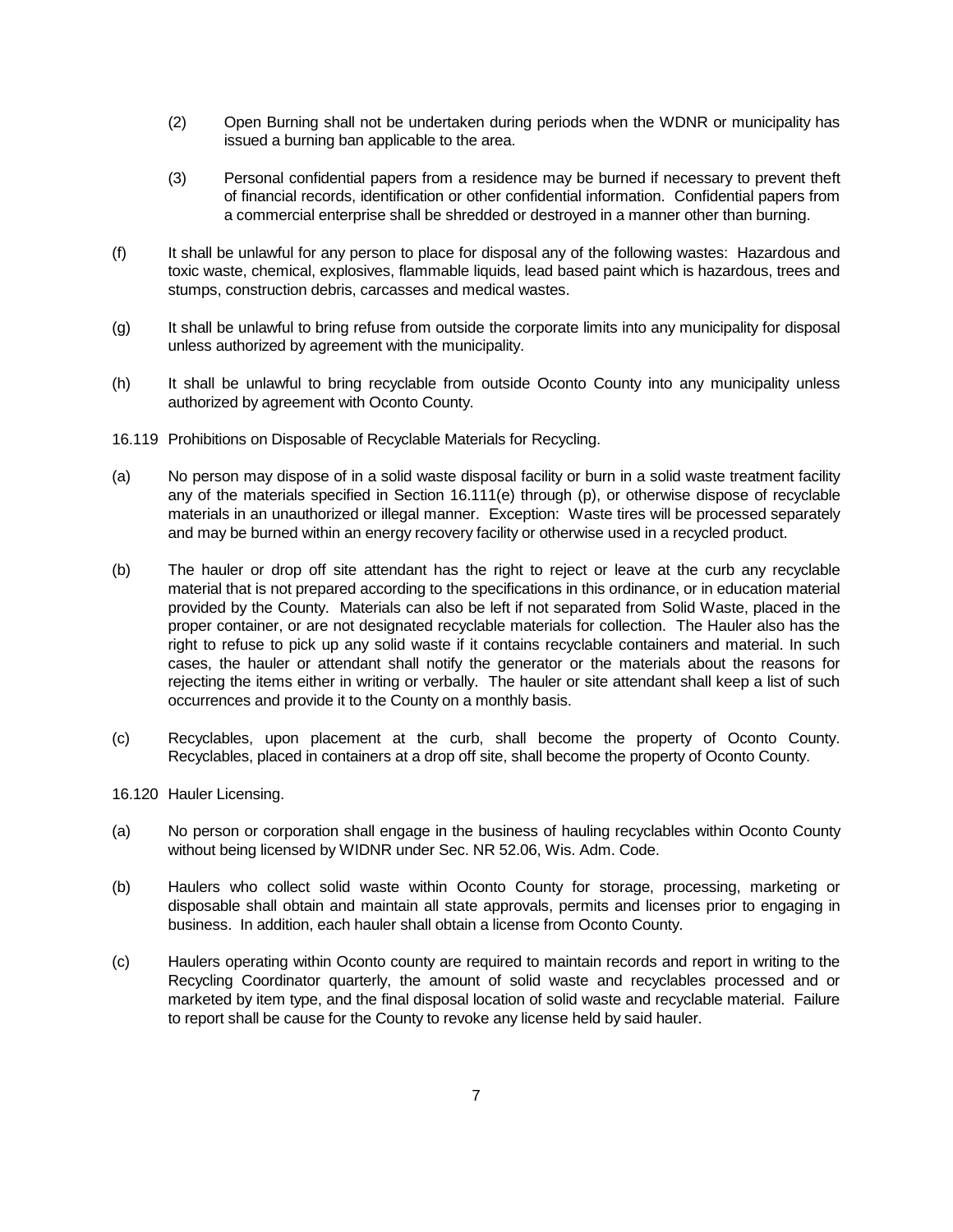(2) Open Burning shall not be undertaken during periods when the WDNR or municipality has issued a burning ban applicable to the area.

(3) Personal confidential papers from a residence may be burned if necessary to prevent theft of financial records, identification or other confidential information. Confidential papers from a commercial enterprise shall be shredded or destroyed in a manner other than burning.

(f) It shall be unlawful for any person to place for disposal any of the following wastes: Hazardous and toxic waste, chemical, explosives, flammable liquids, lead based paint which is hazardous, trees and stumps, construction debris, carcasses and medical wastes.

(g) It shall be unlawful to bring refuse from outside the corporate limits into any municipality for disposal unless authorized by agreement with the municipality.

(h) It shall be unlawful to bring recyclable from outside Oconto County into any municipality unless authorized by agreement with Oconto County.

16.119 Prohibitions on Disposable of Recyclable Materials for Recycling.

(a) No person may dispose of in a solid waste disposal facility or burn in a solid waste treatment facility any of the materials specified in Section 16.111(e) through (p), or otherwise dispose of recyclable materials in an unauthorized or illegal manner. Exception: Waste tires will be processed separately and may be burned within an energy recovery facility or otherwise used in a recycled product.

(b) The hauler or drop off site attendant has the right to reject or leave at the curb any recyclable material that is not prepared according to the specifications in this ordinance, or in education material provided by the County. Materials can also be left if not separated from Solid Waste, placed in the proper container, or are not designated recyclable materials for collection. The Hauler also has the right to refuse to pick up any solid waste if it contains recyclable containers and material. In such cases, the hauler or attendant shall notify the generator or the materials about the reasons for rejecting the items either in writing or verbally. The hauler or site attendant shall keep a list of such occurrences and provide it to the County on a monthly basis.

(c) Recyclables, upon placement at the curb, shall become the property of Oconto County. Recyclables, placed in containers at a drop off site, shall become the property of Oconto County.

16.120 Hauler Licensing.

(a) No person or corporation shall engage in the business of hauling recyclables within Oconto County without being licensed by WIDNR under Sec. NR 52.06, Wis. Adm. Code.

(b) Haulers who collect solid waste within Oconto County for storage, processing, marketing or disposable shall obtain and maintain all state approvals, permits and licenses prior to engaging in business. In addition, each hauler shall obtain a license from Oconto County.

(c) Haulers operating within Oconto county are required to maintain records and report in writing to the Recycling Coordinator quarterly, the amount of solid waste and recyclables processed and or marketed by item type, and the final disposal location of solid waste and recyclable material. Failure to report shall be cause for the County to revoke any license held by said hauler.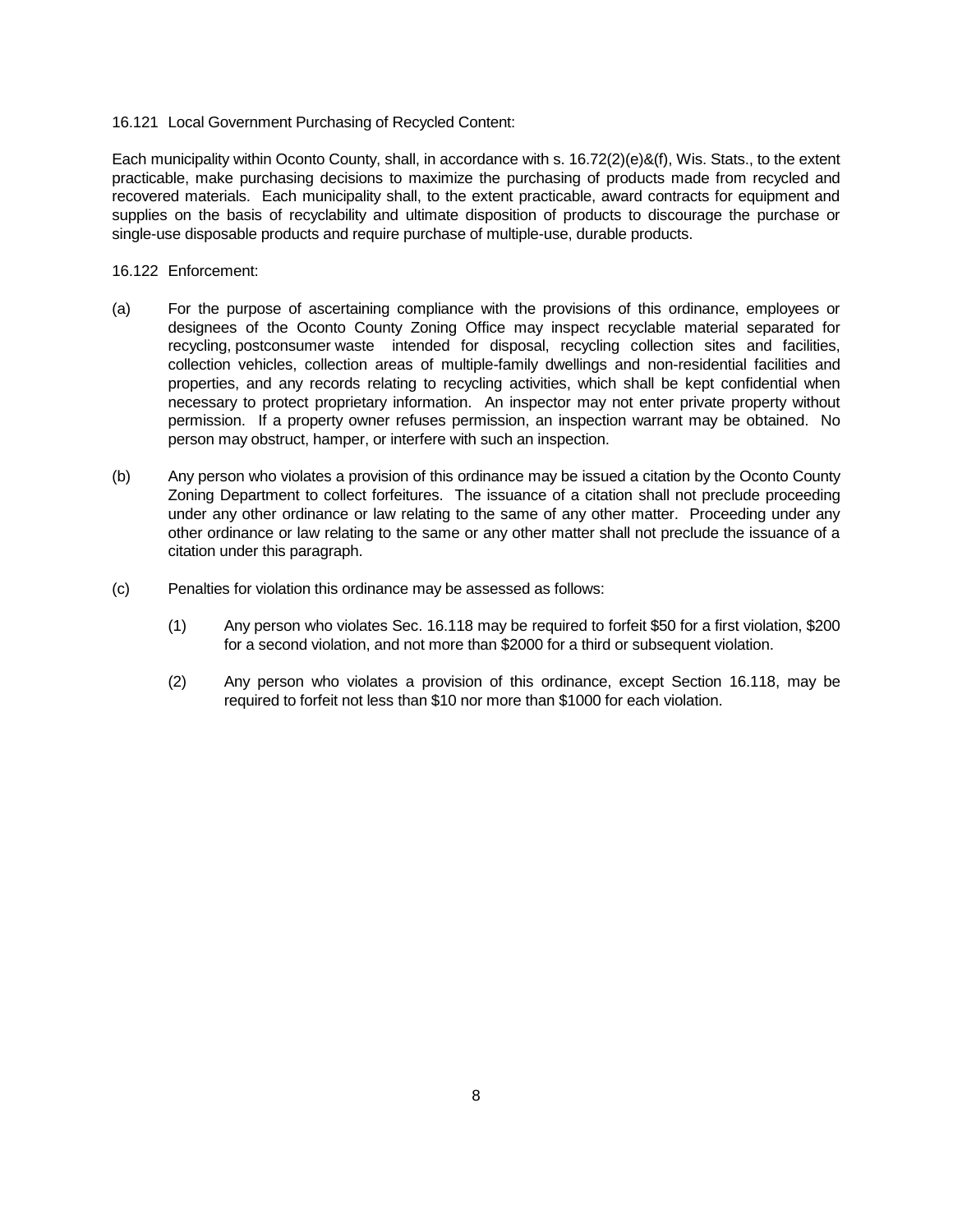16.121 Local Government Purchasing of Recycled Content:

Each municipality within Oconto County, shall, in accordance with s. 16.72(2)(e)&(f), Wis. Stats., to the extent practicable, make purchasing decisions to maximize the purchasing of products made from recycled and recovered materials. Each municipality shall, to the extent practicable, award contracts for equipment and supplies on the basis of recyclability and ultimate disposition of products to discourage the purchase or single-use disposable products and require purchase of multiple-use, durable products.

16.122 Enforcement:

(a) For the purpose of ascertaining compliance with the provisions of this ordinance, employees or designees of the Oconto County Zoning Office may inspect recyclable material separated for recycling, postconsumer waste intended for disposal, recycling collection sites and facilities, collection vehicles, collection areas of multiple-family dwellings and non-residential facilities and properties, and any records relating to recycling activities, which shall be kept confidential when necessary to protect proprietary information. An inspector may not enter private property without permission. If a property owner refuses permission, an inspection warrant may be obtained. No person may obstruct, hamper, or interfere with such an inspection.

(b) Any person who violates a provision of this ordinance may be issued a citation by the Oconto County Zoning Department to collect forfeitures. The issuance of a citation shall not preclude proceeding under any other ordinance or law relating to the same of any other matter. Proceeding under any other ordinance or law relating to the same or any other matter shall not preclude the issuance of a citation under this paragraph.

(c) Penalties for violation this ordinance may be assessed as follows:

(1) Any person who violates Sec. 16.118 may be required to forfeit $50 for a first violation, $200 for a second violation, and not more than $2000 for a third or subsequent violation.

(2) Any person who violates a provision of this ordinance, except Section 16.118, may be required to forfeit not less than $10 nor more than $1000 for each violation.